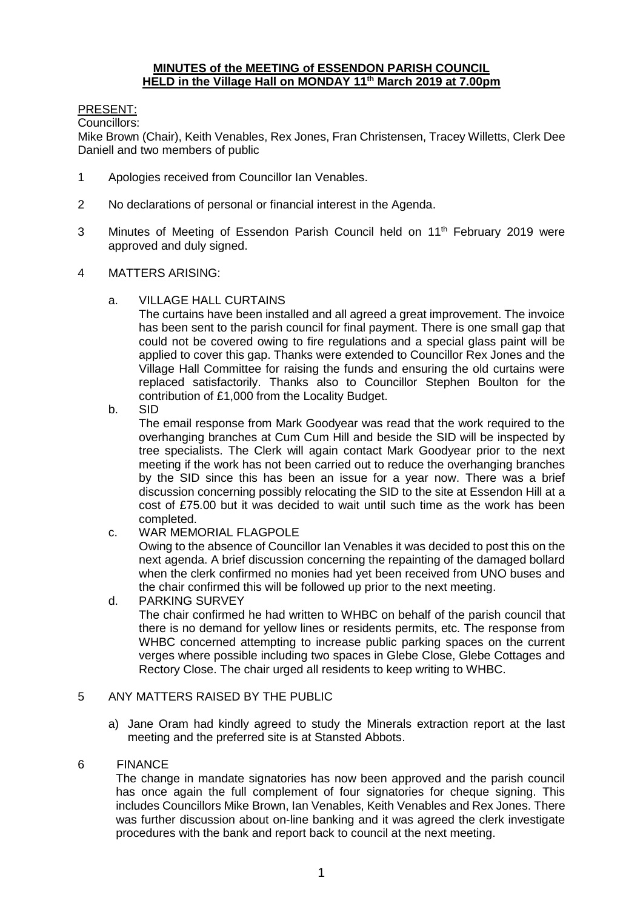# **MINUTES of the MEETING of ESSENDON PARISH COUNCIL HELD in the Village Hall on MONDAY 11th March 2019 at 7.00pm**

PRESENT:

Councillors:

Mike Brown (Chair), Keith Venables, Rex Jones, Fran Christensen, Tracey Willetts, Clerk Dee Daniell and two members of public

1. Apologies received from Councillor Ian Venables.

2. No declarations of personal or financial interest in the Agenda.

3. Minutes of Meeting of Essendon Parish Council held on 11th February 2019 were approved and duly signed.

4. MATTERS ARISING:

   a. VILLAGE HALL CURTAINS

      The curtains have been installed and all agreed a great improvement. The invoice has been sent to the parish council for final payment. There is one small gap that could not be covered owing to fire regulations and a special glass paint will be applied to cover this gap. Thanks were extended to Councillor Rex Jones and the Village Hall Committee for raising the funds and ensuring the old curtains were replaced satisfactorily. Thanks also to Councillor Stephen Boulton for the contribution of £1,000 from the Locality Budget.

   b. SID

      The email response from Mark Goodyear was read that the work required to the overhanging branches at Cum Cum Hill and beside the SID will be inspected by tree specialists. The Clerk will again contact Mark Goodyear prior to the next meeting if the work has not been carried out to reduce the overhanging branches by the SID since this has been an issue for a year now. There was a brief discussion concerning possibly relocating the SID to the site at Essendon Hill at a cost of £75.00 but it was decided to wait until such time as the work has been completed.

   c. WAR MEMORIAL FLAGPOLE

      Owing to the absence of Councillor Ian Venables it was decided to post this on the next agenda. A brief discussion concerning the repainting of the damaged bollard when the clerk confirmed no monies had yet been received from UNO buses and the chair confirmed this will be followed up prior to the next meeting.

   d. PARKING SURVEY

      The chair confirmed he had written to WHBC on behalf of the parish council that there is no demand for yellow lines or residents permits, etc. The response from WHBC concerned attempting to increase public parking spaces on the current verges where possible including two spaces in Glebe Close, Glebe Cottages and Rectory Close. The chair urged all residents to keep writing to WHBC.

5. ANY MATTERS RAISED BY THE PUBLIC

   a) Jane Oram had kindly agreed to study the Minerals extraction report at the last meeting and the preferred site is at Stansted Abbots.

6. FINANCE

   The change in mandate signatories has now been approved and the parish council has once again the full complement of four signatories for cheque signing. This includes Councillors Mike Brown, Ian Venables, Keith Venables and Rex Jones. There was further discussion about on-line banking and it was agreed the clerk investigate procedures with the bank and report back to council at the next meeting.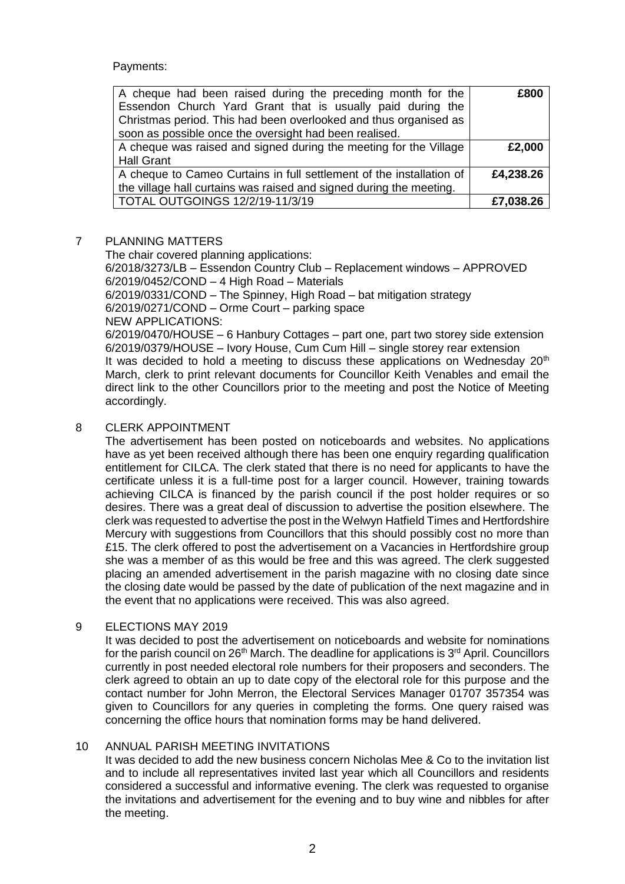Payments:

| A cheque had been raised during the preceding month for the Essendon Church Yard Grant that is usually paid during the Christmas period. This had been overlooked and thus organised as soon as possible once the oversight had been realised. | **£800** |
|---|---|
| A cheque was raised and signed during the meeting for the Village Hall Grant | **£2,000** |
| A cheque to Cameo Curtains in full settlement of the installation of the village hall curtains was raised and signed during the meeting. | **£4,238.26** |
| TOTAL OUTGOINGS 12/2/19-11/3/19 | **£7,038.26** |

7 PLANNING MATTERS

The chair covered planning applications:
6/2018/3273/LB – Essendon Country Club – Replacement windows – APPROVED
6/2019/0452/COND – 4 High Road – Materials
6/2019/0331/COND – The Spinney, High Road – bat mitigation strategy
6/2019/0271/COND – Orme Court – parking space
NEW APPLICATIONS:
6/2019/0470/HOUSE – 6 Hanbury Cottages – part one, part two storey side extension
6/2019/0379/HOUSE – Ivory House, Cum Cum Hill – single storey rear extension
It was decided to hold a meeting to discuss these applications on Wednesday 20th March, clerk to print relevant documents for Councillor Keith Venables and email the direct link to the other Councillors prior to the meeting and post the Notice of Meeting accordingly.

8 CLERK APPOINTMENT

The advertisement has been posted on noticeboards and websites. No applications have as yet been received although there has been one enquiry regarding qualification entitlement for CILCA. The clerk stated that there is no need for applicants to have the certificate unless it is a full-time post for a larger council. However, training towards achieving CILCA is financed by the parish council if the post holder requires or so desires. There was a great deal of discussion to advertise the position elsewhere. The clerk was requested to advertise the post in the Welwyn Hatfield Times and Hertfordshire Mercury with suggestions from Councillors that this should possibly cost no more than £15. The clerk offered to post the advertisement on a Vacancies in Hertfordshire group she was a member of as this would be free and this was agreed. The clerk suggested placing an amended advertisement in the parish magazine with no closing date since the closing date would be passed by the date of publication of the next magazine and in the event that no applications were received. This was also agreed.

9 ELECTIONS MAY 2019

It was decided to post the advertisement on noticeboards and website for nominations for the parish council on 26th March. The deadline for applications is 3rd April. Councillors currently in post needed electoral role numbers for their proposers and seconders. The clerk agreed to obtain an up to date copy of the electoral role for this purpose and the contact number for John Merron, the Electoral Services Manager 01707 357354 was given to Councillors for any queries in completing the forms. One query raised was concerning the office hours that nomination forms may be hand delivered.

10 ANNUAL PARISH MEETING INVITATIONS

It was decided to add the new business concern Nicholas Mee & Co to the invitation list and to include all representatives invited last year which all Councillors and residents considered a successful and informative evening. The clerk was requested to organise the invitations and advertisement for the evening and to buy wine and nibbles for after the meeting.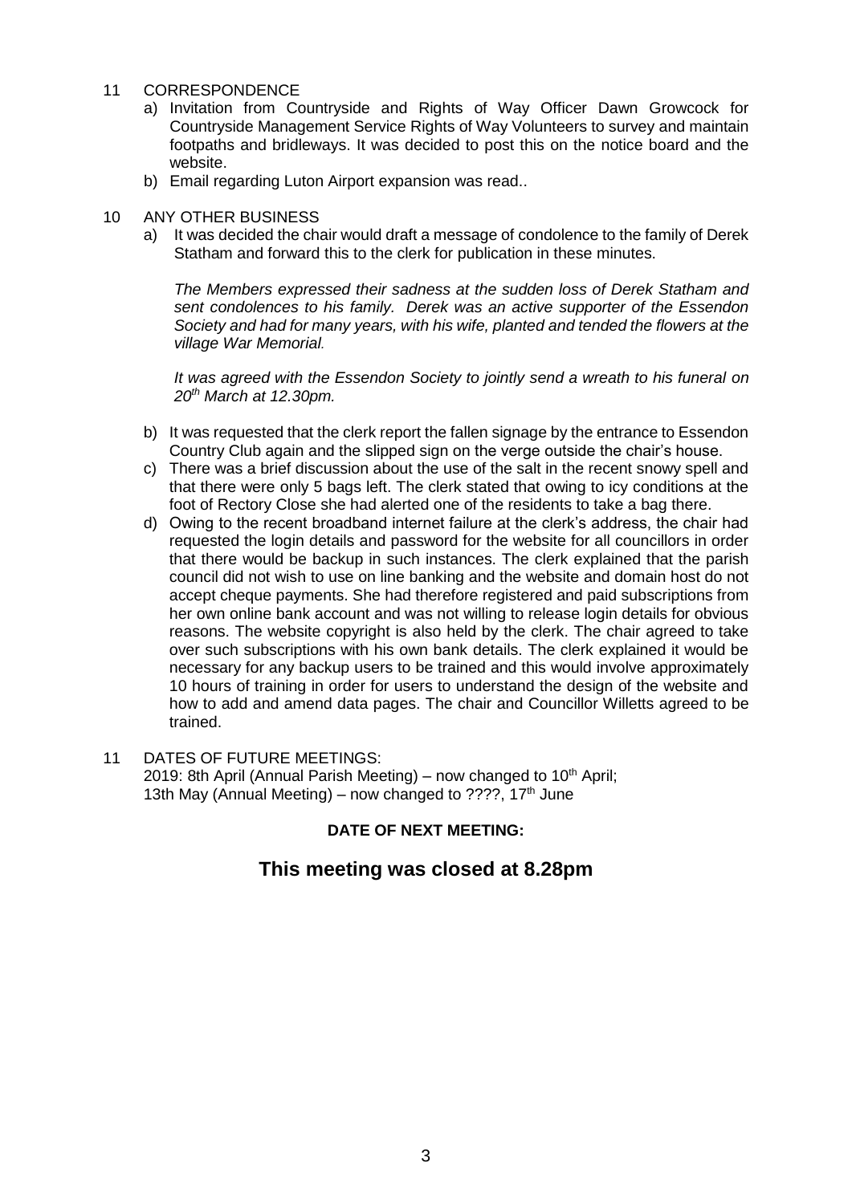11 CORRESPONDENCE

a) Invitation from Countryside and Rights of Way Officer Dawn Growcock for Countryside Management Service Rights of Way Volunteers to survey and maintain footpaths and bridleways. It was decided to post this on the notice board and the website.

b) Email regarding Luton Airport expansion was read..

10 ANY OTHER BUSINESS

a) It was decided the chair would draft a message of condolence to the family of Derek Statham and forward this to the clerk for publication in these minutes.

*The Members expressed their sadness at the sudden loss of Derek Statham and sent condolences to his family. Derek was an active supporter of the Essendon Society and had for many years, with his wife, planted and tended the flowers at the village War Memorial.*

*It was agreed with the Essendon Society to jointly send a wreath to his funeral on 20th March at 12.30pm.*

b) It was requested that the clerk report the fallen signage by the entrance to Essendon Country Club again and the slipped sign on the verge outside the chair's house.

c) There was a brief discussion about the use of the salt in the recent snowy spell and that there were only 5 bags left. The clerk stated that owing to icy conditions at the foot of Rectory Close she had alerted one of the residents to take a bag there.

d) Owing to the recent broadband internet failure at the clerk's address, the chair had requested the login details and password for the website for all councillors in order that there would be backup in such instances. The clerk explained that the parish council did not wish to use on line banking and the website and domain host do not accept cheque payments. She had therefore registered and paid subscriptions from her own online bank account and was not willing to release login details for obvious reasons. The website copyright is also held by the clerk. The chair agreed to take over such subscriptions with his own bank details. The clerk explained it would be necessary for any backup users to be trained and this would involve approximately 10 hours of training in order for users to understand the design of the website and how to add and amend data pages. The chair and Councillor Willetts agreed to be trained.

11 DATES OF FUTURE MEETINGS:

2019: 8th April (Annual Parish Meeting) – now changed to 10th April;
13th May (Annual Meeting) – now changed to ????, 17th June

**DATE OF NEXT MEETING:**

## This meeting was closed at 8.28pm